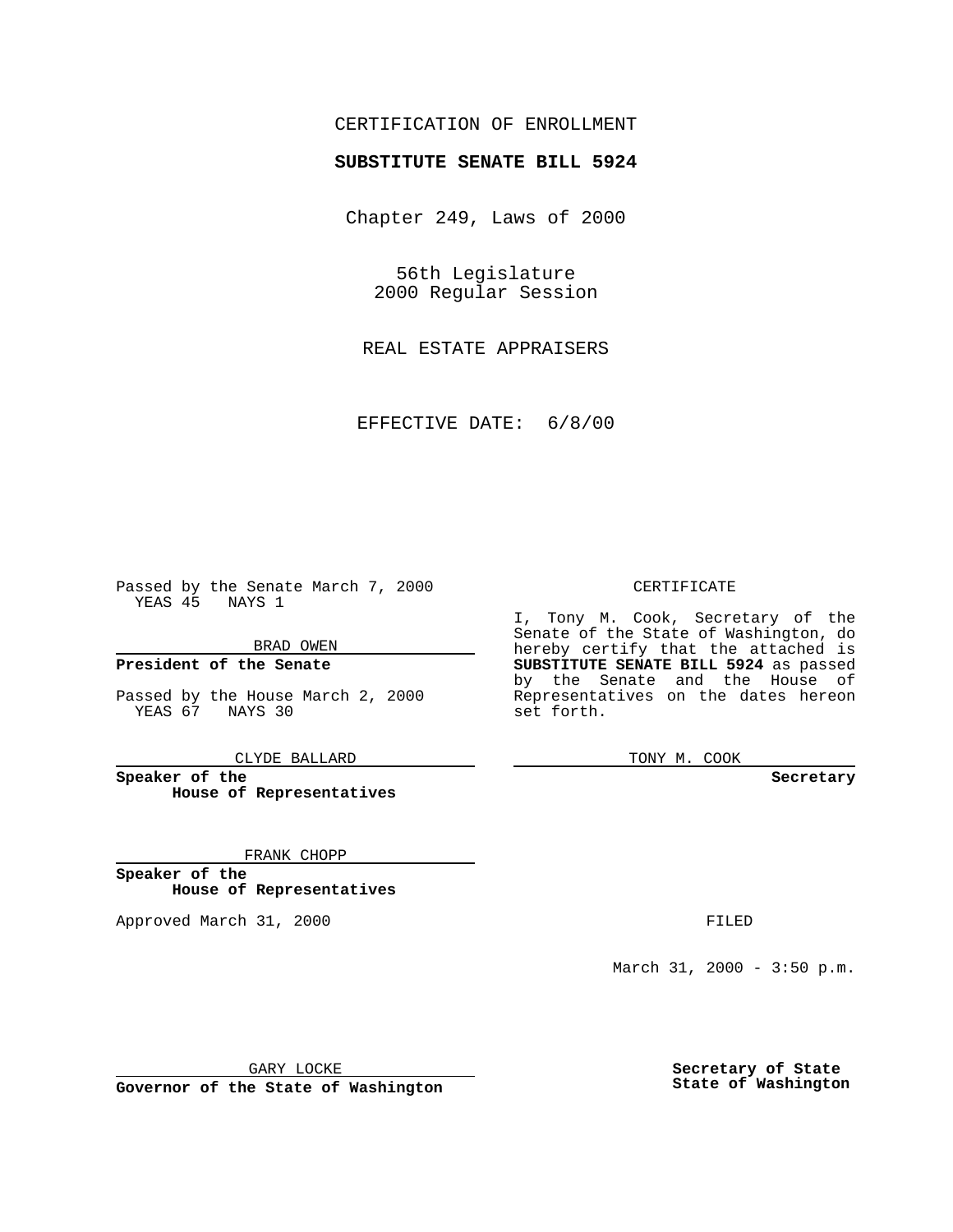CERTIFICATION OF ENROLLMENT

**SUBSTITUTE SENATE BILL 5924**

Chapter 249, Laws of 2000

56th Legislature
2000 Regular Session

REAL ESTATE APPRAISERS

EFFECTIVE DATE: 6/8/00

Passed by the Senate March 7, 2000
YEAS 45 NAYS 1

BRAD OWEN

**President of the Senate**

Passed by the House March 2, 2000
YEAS 67 NAYS 30

CLYDE BALLARD

**Speaker of the House of Representatives**

FRANK CHOPP

**Speaker of the House of Representatives**

Approved March 31, 2000

GARY LOCKE

**Governor of the State of Washington**

CERTIFICATE

I, Tony M. Cook, Secretary of the Senate of the State of Washington, do hereby certify that the attached is **SUBSTITUTE SENATE BILL 5924** as passed by the Senate and the House of Representatives on the dates hereon set forth.

TONY M. COOK

**Secretary**

FILED

March 31, 2000 - 3:50 p.m.

**Secretary of State**
**State of Washington**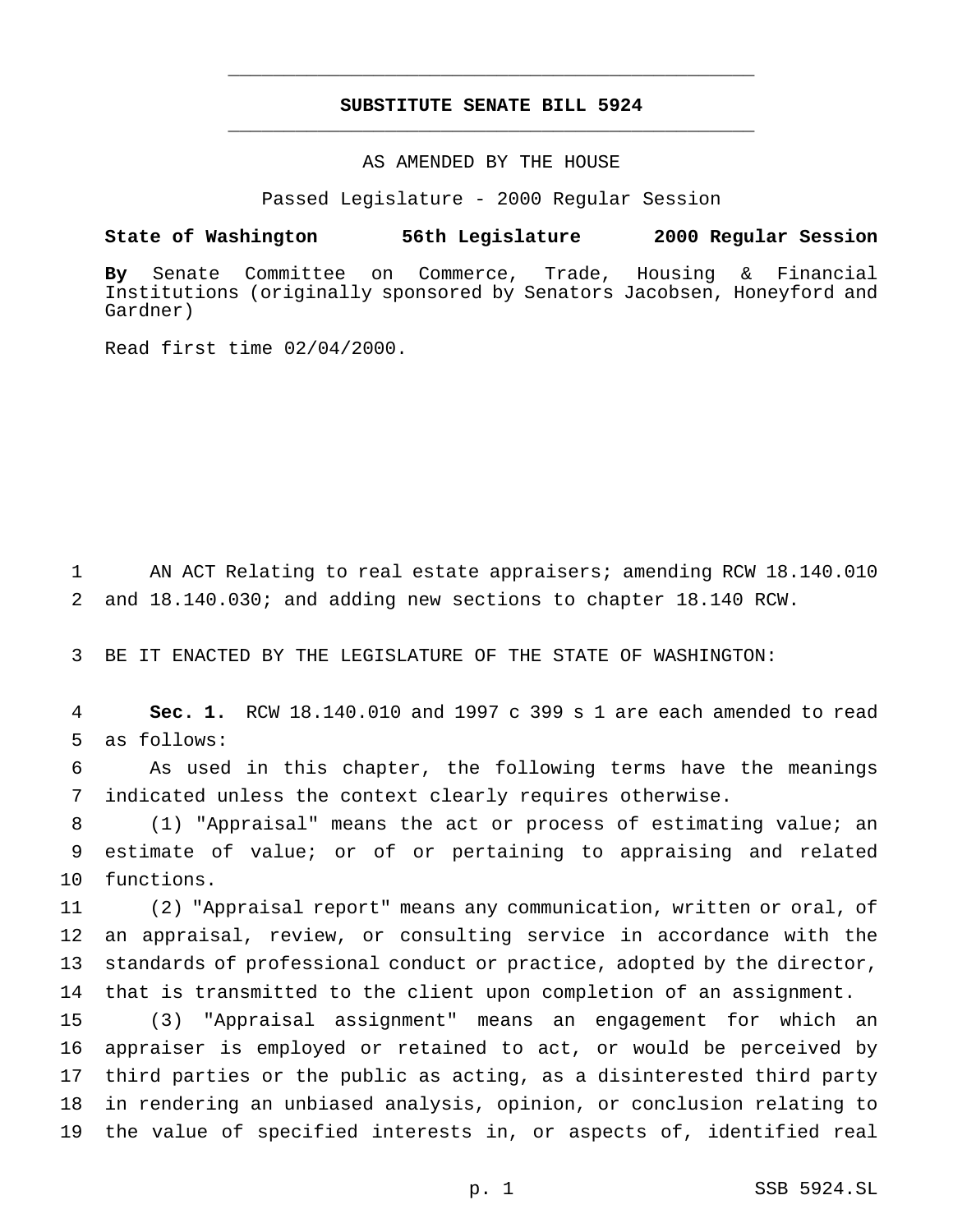# SUBSTITUTE SENATE BILL 5924

AS AMENDED BY THE HOUSE

Passed Legislature - 2000 Regular Session

**State of Washington 56th Legislature 2000 Regular Session**

**By** Senate Committee on Commerce, Trade, Housing & Financial Institutions (originally sponsored by Senators Jacobsen, Honeyford and Gardner)

Read first time 02/04/2000.

AN ACT Relating to real estate appraisers; amending RCW 18.140.010 and 18.140.030; and adding new sections to chapter 18.140 RCW.

BE IT ENACTED BY THE LEGISLATURE OF THE STATE OF WASHINGTON:

**Sec. 1.** RCW 18.140.010 and 1997 c 399 s 1 are each amended to read as follows:

As used in this chapter, the following terms have the meanings indicated unless the context clearly requires otherwise.

(1) "Appraisal" means the act or process of estimating value; an estimate of value; or of or pertaining to appraising and related functions.

(2) "Appraisal report" means any communication, written or oral, of an appraisal, review, or consulting service in accordance with the standards of professional conduct or practice, adopted by the director, that is transmitted to the client upon completion of an assignment.

(3) "Appraisal assignment" means an engagement for which an appraiser is employed or retained to act, or would be perceived by third parties or the public as acting, as a disinterested third party in rendering an unbiased analysis, opinion, or conclusion relating to the value of specified interests in, or aspects of, identified real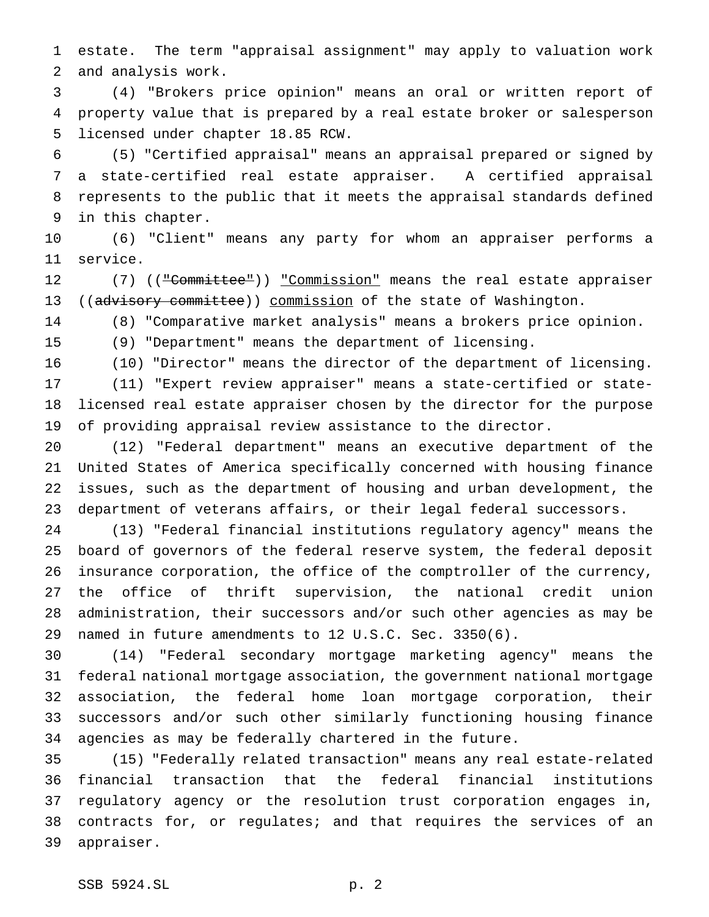estate. The term "appraisal assignment" may apply to valuation work and analysis work.

(4) "Brokers price opinion" means an oral or written report of property value that is prepared by a real estate broker or salesperson licensed under chapter 18.85 RCW.

(5) "Certified appraisal" means an appraisal prepared or signed by a state-certified real estate appraiser. A certified appraisal represents to the public that it meets the appraisal standards defined in this chapter.

(6) "Client" means any party for whom an appraiser performs a service.

(7) ((~~"Committee"~~)) <u>"Commission"</u> means the real estate appraiser ((~~advisory committee~~)) <u>commission</u> of the state of Washington.

(8) "Comparative market analysis" means a brokers price opinion.

(9) "Department" means the department of licensing.

(10) "Director" means the director of the department of licensing.

(11) "Expert review appraiser" means a state-certified or state-licensed real estate appraiser chosen by the director for the purpose of providing appraisal review assistance to the director.

(12) "Federal department" means an executive department of the United States of America specifically concerned with housing finance issues, such as the department of housing and urban development, the department of veterans affairs, or their legal federal successors.

(13) "Federal financial institutions regulatory agency" means the board of governors of the federal reserve system, the federal deposit insurance corporation, the office of the comptroller of the currency, the office of thrift supervision, the national credit union administration, their successors and/or such other agencies as may be named in future amendments to 12 U.S.C. Sec. 3350(6).

(14) "Federal secondary mortgage marketing agency" means the federal national mortgage association, the government national mortgage association, the federal home loan mortgage corporation, their successors and/or such other similarly functioning housing finance agencies as may be federally chartered in the future.

(15) "Federally related transaction" means any real estate-related financial transaction that the federal financial institutions regulatory agency or the resolution trust corporation engages in, contracts for, or regulates; and that requires the services of an appraiser.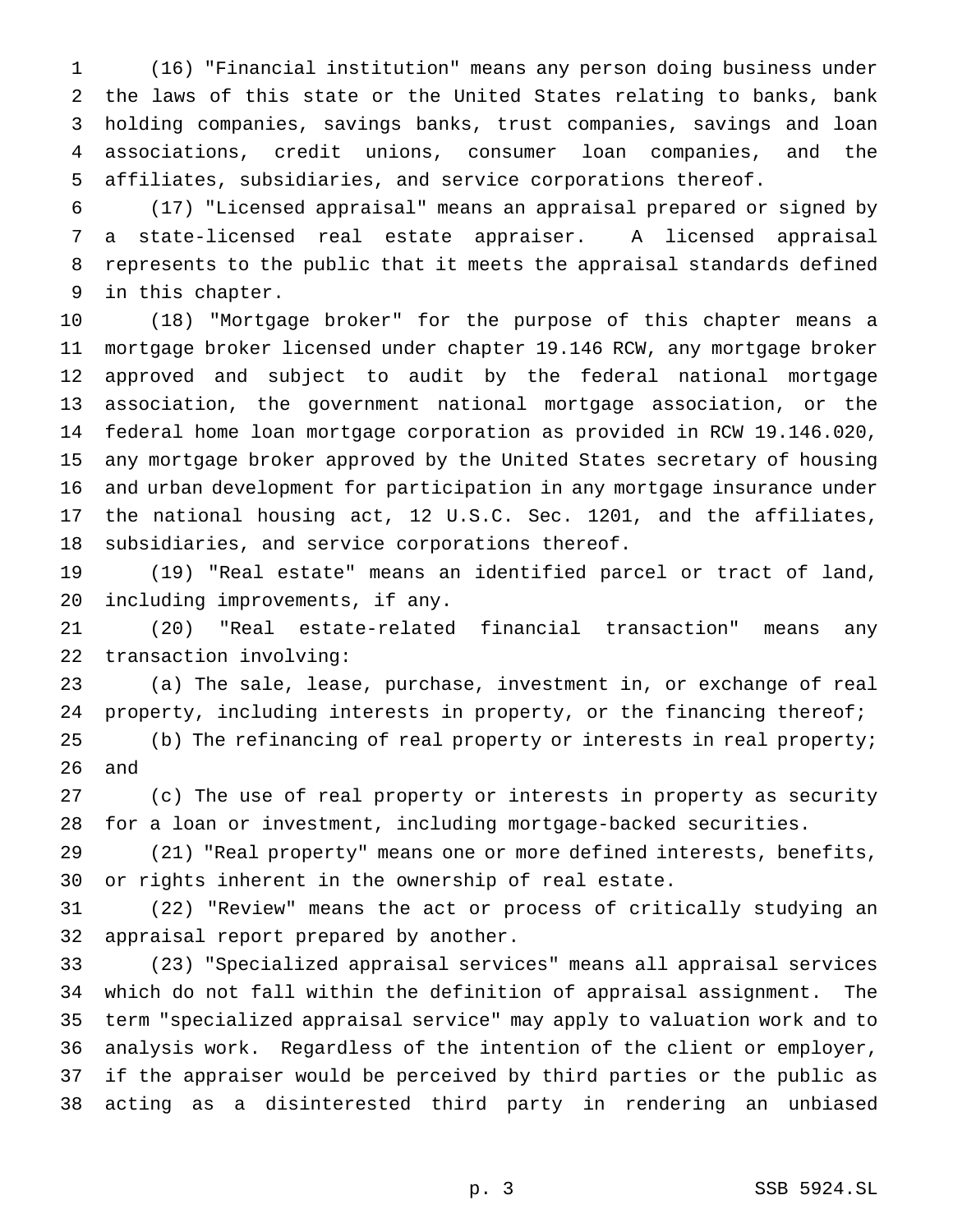(16) "Financial institution" means any person doing business under the laws of this state or the United States relating to banks, bank holding companies, savings banks, trust companies, savings and loan associations, credit unions, consumer loan companies, and the affiliates, subsidiaries, and service corporations thereof.

(17) "Licensed appraisal" means an appraisal prepared or signed by a state-licensed real estate appraiser. A licensed appraisal represents to the public that it meets the appraisal standards defined in this chapter.

(18) "Mortgage broker" for the purpose of this chapter means a mortgage broker licensed under chapter 19.146 RCW, any mortgage broker approved and subject to audit by the federal national mortgage association, the government national mortgage association, or the federal home loan mortgage corporation as provided in RCW 19.146.020, any mortgage broker approved by the United States secretary of housing and urban development for participation in any mortgage insurance under the national housing act, 12 U.S.C. Sec. 1201, and the affiliates, subsidiaries, and service corporations thereof.

(19) "Real estate" means an identified parcel or tract of land, including improvements, if any.

(20) "Real estate-related financial transaction" means any transaction involving:

(a) The sale, lease, purchase, investment in, or exchange of real property, including interests in property, or the financing thereof;

(b) The refinancing of real property or interests in real property; and

(c) The use of real property or interests in property as security for a loan or investment, including mortgage-backed securities.

(21) "Real property" means one or more defined interests, benefits, or rights inherent in the ownership of real estate.

(22) "Review" means the act or process of critically studying an appraisal report prepared by another.

(23) "Specialized appraisal services" means all appraisal services which do not fall within the definition of appraisal assignment. The term "specialized appraisal service" may apply to valuation work and to analysis work. Regardless of the intention of the client or employer, if the appraiser would be perceived by third parties or the public as acting as a disinterested third party in rendering an unbiased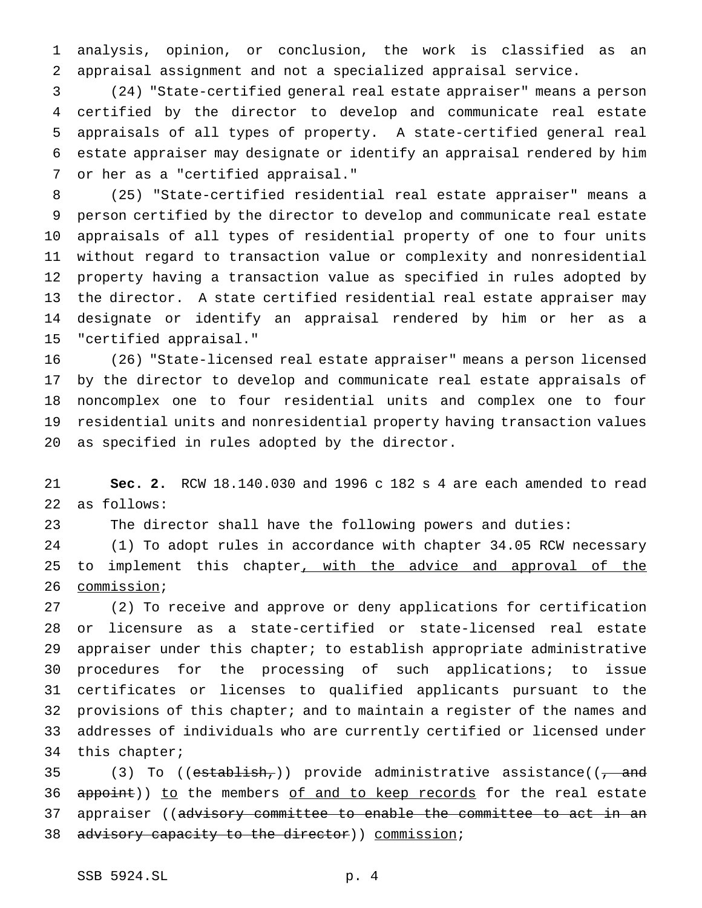analysis, opinion, or conclusion, the work is classified as an appraisal assignment and not a specialized appraisal service.

(24) "State-certified general real estate appraiser" means a person certified by the director to develop and communicate real estate appraisals of all types of property. A state-certified general real estate appraiser may designate or identify an appraisal rendered by him or her as a "certified appraisal."

(25) "State-certified residential real estate appraiser" means a person certified by the director to develop and communicate real estate appraisals of all types of residential property of one to four units without regard to transaction value or complexity and nonresidential property having a transaction value as specified in rules adopted by the director. A state certified residential real estate appraiser may designate or identify an appraisal rendered by him or her as a "certified appraisal."

(26) "State-licensed real estate appraiser" means a person licensed by the director to develop and communicate real estate appraisals of noncomplex one to four residential units and complex one to four residential units and nonresidential property having transaction values as specified in rules adopted by the director.

**Sec. 2.** RCW 18.140.030 and 1996 c 182 s 4 are each amended to read as follows:

The director shall have the following powers and duties:

(1) To adopt rules in accordance with chapter 34.05 RCW necessary to implement this chapter, with the advice and approval of the commission;

(2) To receive and approve or deny applications for certification or licensure as a state-certified or state-licensed real estate appraiser under this chapter; to establish appropriate administrative procedures for the processing of such applications; to issue certificates or licenses to qualified applicants pursuant to the provisions of this chapter; and to maintain a register of the names and addresses of individuals who are currently certified or licensed under this chapter;

(3) To ((~~establish,~~)) provide administrative assistance((~~, and appoint~~)) to the members of and to keep records for the real estate appraiser ((~~advisory committee to enable the committee to act in an advisory capacity to the director~~)) commission;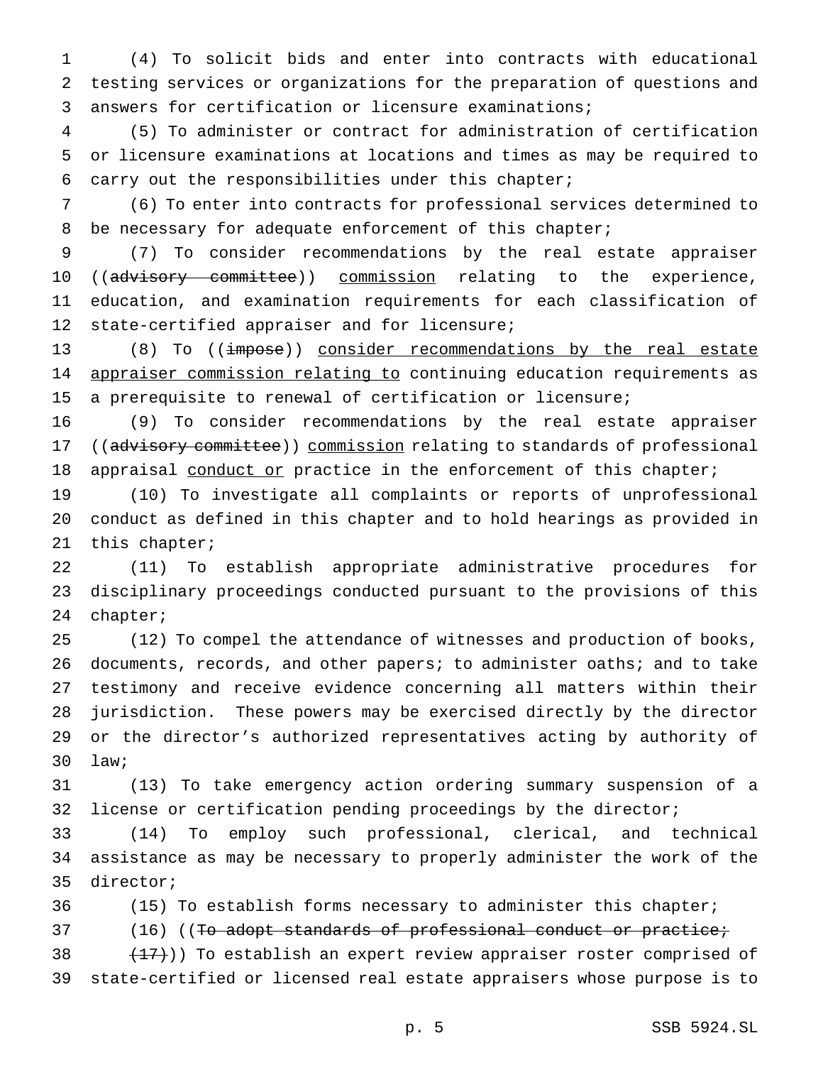(4) To solicit bids and enter into contracts with educational testing services or organizations for the preparation of questions and answers for certification or licensure examinations;

(5) To administer or contract for administration of certification or licensure examinations at locations and times as may be required to carry out the responsibilities under this chapter;

(6) To enter into contracts for professional services determined to be necessary for adequate enforcement of this chapter;

(7) To consider recommendations by the real estate appraiser ((~~advisory committee~~)) commission relating to the experience, education, and examination requirements for each classification of state-certified appraiser and for licensure;

(8) To ((~~impose~~)) consider recommendations by the real estate appraiser commission relating to continuing education requirements as a prerequisite to renewal of certification or licensure;

(9) To consider recommendations by the real estate appraiser ((~~advisory committee~~)) commission relating to standards of professional appraisal conduct or practice in the enforcement of this chapter;

(10) To investigate all complaints or reports of unprofessional conduct as defined in this chapter and to hold hearings as provided in this chapter;

(11) To establish appropriate administrative procedures for disciplinary proceedings conducted pursuant to the provisions of this chapter;

(12) To compel the attendance of witnesses and production of books, documents, records, and other papers; to administer oaths; and to take testimony and receive evidence concerning all matters within their jurisdiction. These powers may be exercised directly by the director or the director's authorized representatives acting by authority of law;

(13) To take emergency action ordering summary suspension of a license or certification pending proceedings by the director;

(14) To employ such professional, clerical, and technical assistance as may be necessary to properly administer the work of the director;

(15) To establish forms necessary to administer this chapter;

(16) ((~~To adopt standards of professional conduct or practice;~~

~~(17)~~)) To establish an expert review appraiser roster comprised of state-certified or licensed real estate appraisers whose purpose is to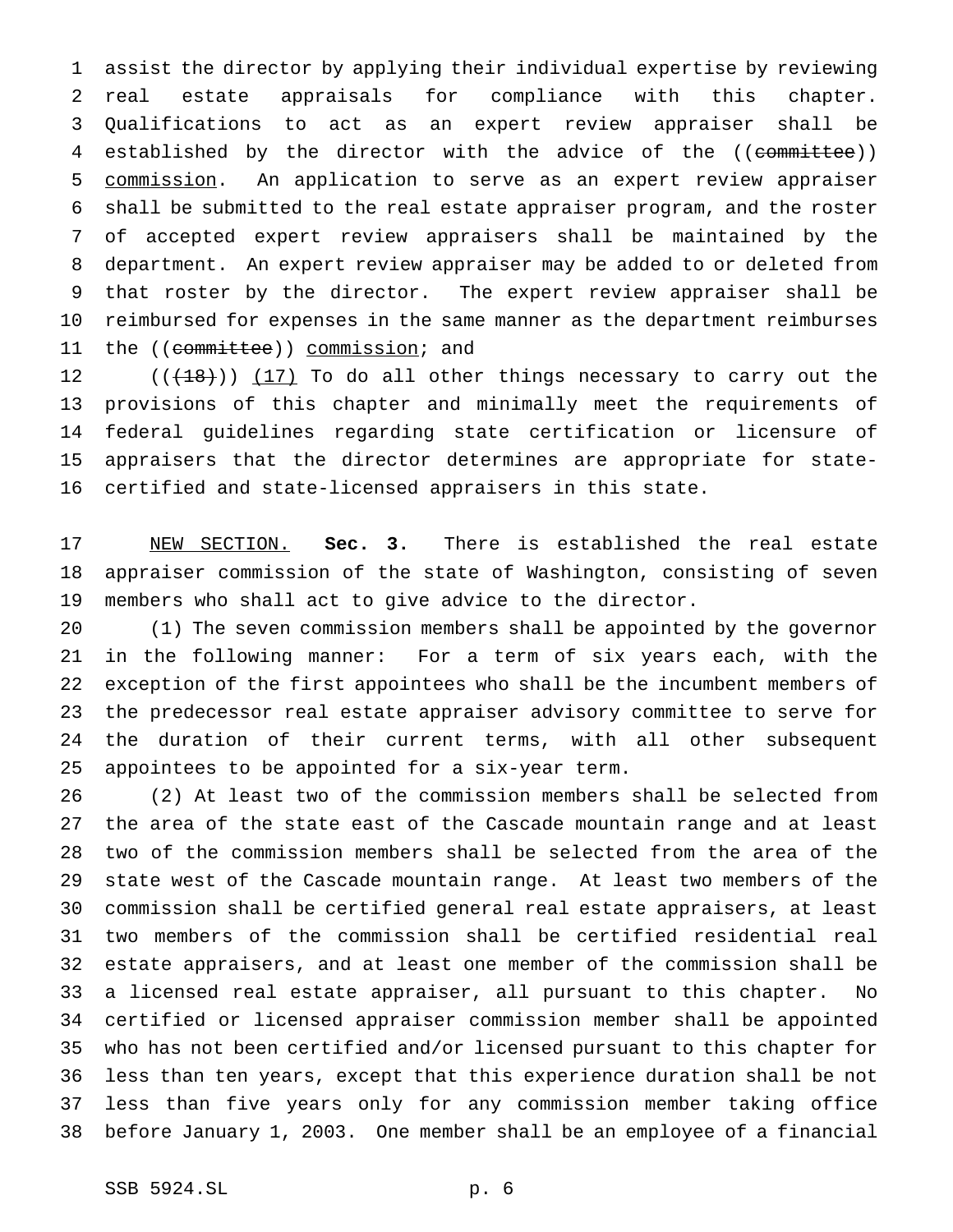assist the director by applying their individual expertise by reviewing real estate appraisals for compliance with this chapter. Qualifications to act as an expert review appraiser shall be established by the director with the advice of the ((~~committee~~)) commission. An application to serve as an expert review appraiser shall be submitted to the real estate appraiser program, and the roster of accepted expert review appraisers shall be maintained by the department. An expert review appraiser may be added to or deleted from that roster by the director. The expert review appraiser shall be reimbursed for expenses in the same manner as the department reimburses the ((~~committee~~)) commission; and

((~~(18)~~)) (17) To do all other things necessary to carry out the provisions of this chapter and minimally meet the requirements of federal guidelines regarding state certification or licensure of appraisers that the director determines are appropriate for state-certified and state-licensed appraisers in this state.

NEW SECTION. **Sec. 3.** There is established the real estate appraiser commission of the state of Washington, consisting of seven members who shall act to give advice to the director.

(1) The seven commission members shall be appointed by the governor in the following manner: For a term of six years each, with the exception of the first appointees who shall be the incumbent members of the predecessor real estate appraiser advisory committee to serve for the duration of their current terms, with all other subsequent appointees to be appointed for a six-year term.

(2) At least two of the commission members shall be selected from the area of the state east of the Cascade mountain range and at least two of the commission members shall be selected from the area of the state west of the Cascade mountain range. At least two members of the commission shall be certified general real estate appraisers, at least two members of the commission shall be certified residential real estate appraisers, and at least one member of the commission shall be a licensed real estate appraiser, all pursuant to this chapter. No certified or licensed appraiser commission member shall be appointed who has not been certified and/or licensed pursuant to this chapter for less than ten years, except that this experience duration shall be not less than five years only for any commission member taking office before January 1, 2003. One member shall be an employee of a financial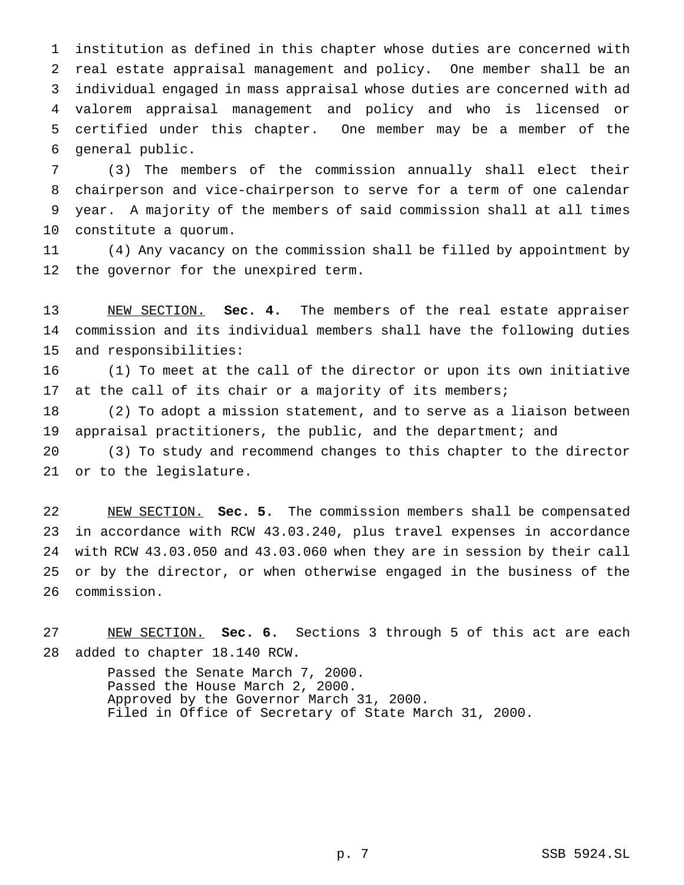institution as defined in this chapter whose duties are concerned with real estate appraisal management and policy. One member shall be an individual engaged in mass appraisal whose duties are concerned with ad valorem appraisal management and policy and who is licensed or certified under this chapter. One member may be a member of the general public.

(3) The members of the commission annually shall elect their chairperson and vice-chairperson to serve for a term of one calendar year. A majority of the members of said commission shall at all times constitute a quorum.

(4) Any vacancy on the commission shall be filled by appointment by the governor for the unexpired term.

NEW SECTION. **Sec. 4.** The members of the real estate appraiser commission and its individual members shall have the following duties and responsibilities:

(1) To meet at the call of the director or upon its own initiative at the call of its chair or a majority of its members;

(2) To adopt a mission statement, and to serve as a liaison between appraisal practitioners, the public, and the department; and

(3) To study and recommend changes to this chapter to the director or to the legislature.

NEW SECTION. **Sec. 5.** The commission members shall be compensated in accordance with RCW 43.03.240, plus travel expenses in accordance with RCW 43.03.050 and 43.03.060 when they are in session by their call or by the director, or when otherwise engaged in the business of the commission.

NEW SECTION. **Sec. 6.** Sections 3 through 5 of this act are each added to chapter 18.140 RCW.

Passed the Senate March 7, 2000.
Passed the House March 2, 2000.
Approved by the Governor March 31, 2000.
Filed in Office of Secretary of State March 31, 2000.